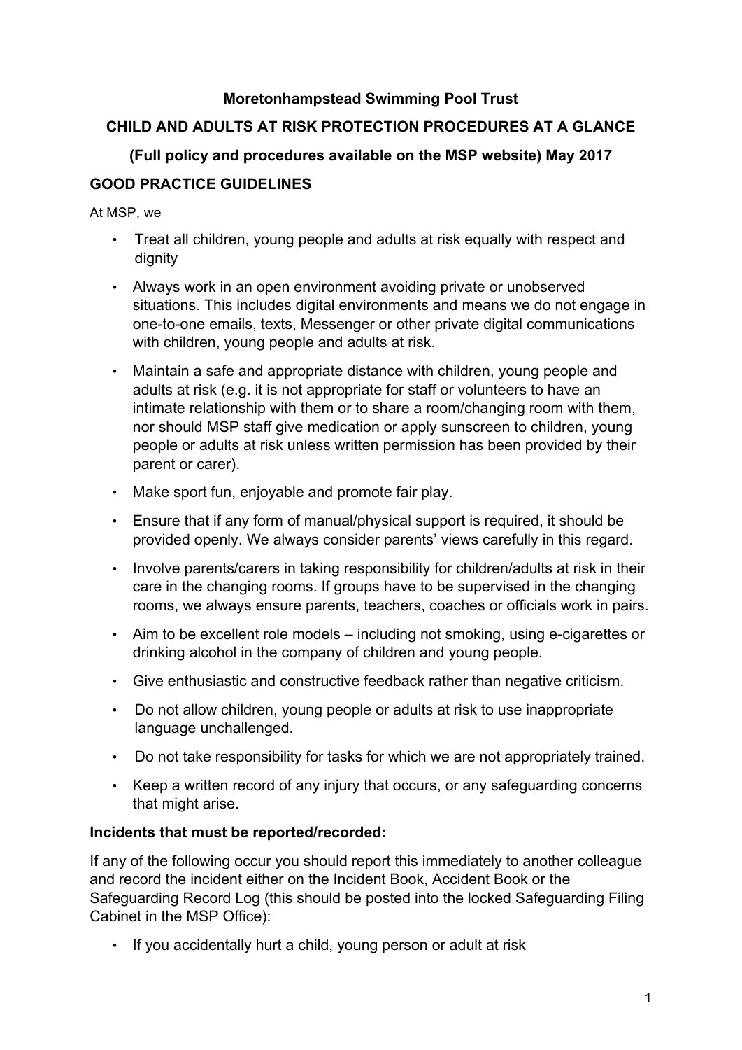**Moretonhampstead Swimming Pool Trust**

**CHILD AND ADULTS AT RISK PROTECTION PROCEDURES AT A GLANCE**

**(Full policy and procedures available on the MSP website) May 2017**

## GOOD PRACTICE GUIDELINES

At MSP, we

- Treat all children, young people and adults at risk equally with respect and dignity
- Always work in an open environment avoiding private or unobserved situations. This includes digital environments and means we do not engage in one-to-one emails, texts, Messenger or other private digital communications with children, young people and adults at risk.
- Maintain a safe and appropriate distance with children, young people and adults at risk (e.g. it is not appropriate for staff or volunteers to have an intimate relationship with them or to share a room/changing room with them, nor should MSP staff give medication or apply sunscreen to children, young people or adults at risk unless written permission has been provided by their parent or carer).
- Make sport fun, enjoyable and promote fair play.
- Ensure that if any form of manual/physical support is required, it should be provided openly. We always consider parents' views carefully in this regard.
- Involve parents/carers in taking responsibility for children/adults at risk in their care in the changing rooms. If groups have to be supervised in the changing rooms, we always ensure parents, teachers, coaches or officials work in pairs.
- Aim to be excellent role models – including not smoking, using e-cigarettes or drinking alcohol in the company of children and young people.
- Give enthusiastic and constructive feedback rather than negative criticism.
- Do not allow children, young people or adults at risk to use inappropriate language unchallenged.
- Do not take responsibility for tasks for which we are not appropriately trained.
- Keep a written record of any injury that occurs, or any safeguarding concerns that might arise.

**Incidents that must be reported/recorded:**

If any of the following occur you should report this immediately to another colleague and record the incident either on the Incident Book, Accident Book or the Safeguarding Record Log (this should be posted into the locked Safeguarding Filing Cabinet in the MSP Office):

- If you accidentally hurt a child, young person or adult at risk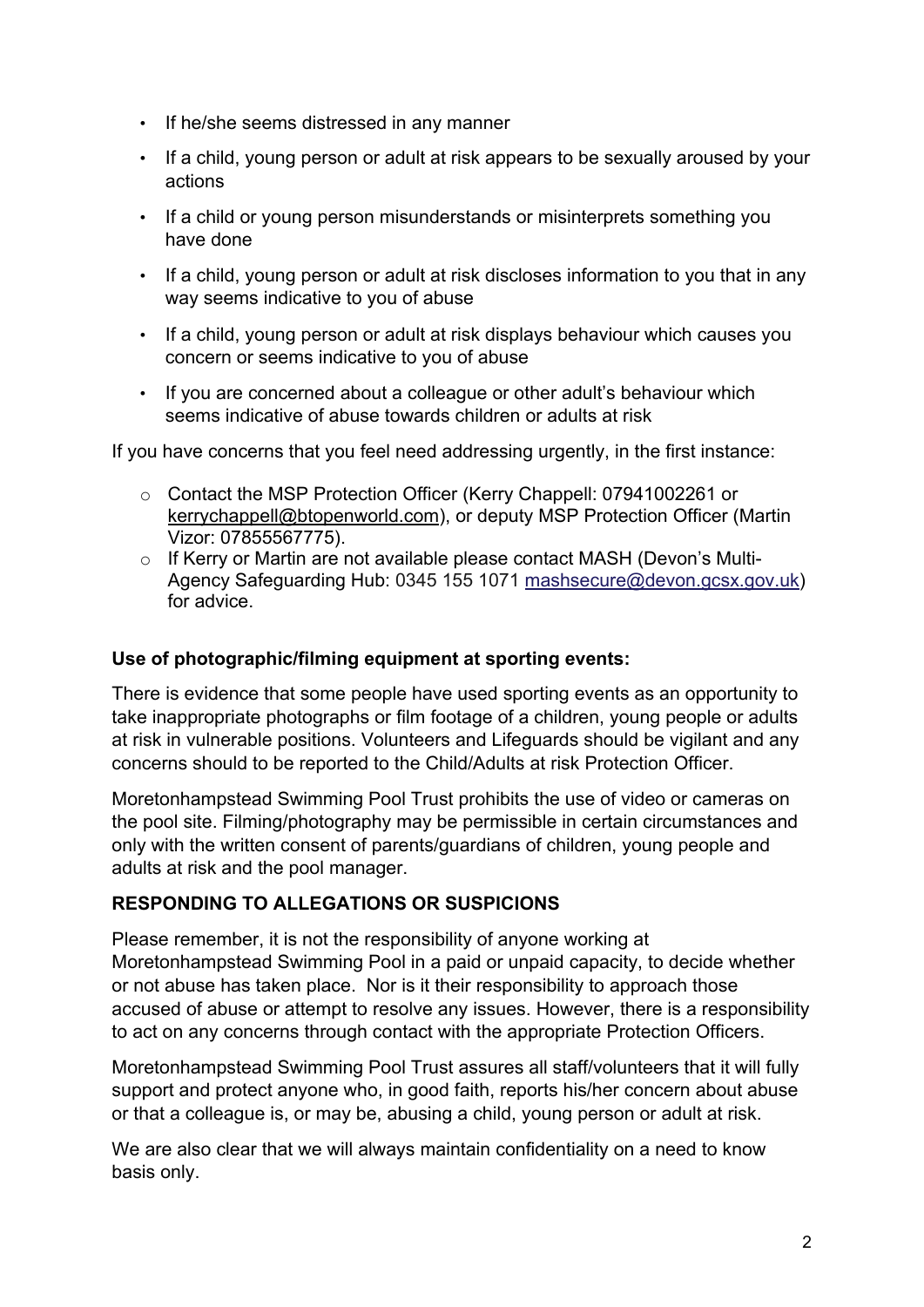- If he/she seems distressed in any manner
- If a child, young person or adult at risk appears to be sexually aroused by your actions
- If a child or young person misunderstands or misinterprets something you have done
- If a child, young person or adult at risk discloses information to you that in any way seems indicative to you of abuse
- If a child, young person or adult at risk displays behaviour which causes you concern or seems indicative to you of abuse
- If you are concerned about a colleague or other adult's behaviour which seems indicative of abuse towards children or adults at risk

If you have concerns that you feel need addressing urgently, in the first instance:

- Contact the MSP Protection Officer (Kerry Chappell: 07941002261 or kerrychappell@btopenworld.com), or deputy MSP Protection Officer (Martin Vizor: 07855567775).
- If Kerry or Martin are not available please contact MASH (Devon's Multi-Agency Safeguarding Hub: 0345 155 1071 mashsecure@devon.gcsx.gov.uk) for advice.

**Use of photographic/filming equipment at sporting events:**

There is evidence that some people have used sporting events as an opportunity to take inappropriate photographs or film footage of a children, young people or adults at risk in vulnerable positions. Volunteers and Lifeguards should be vigilant and any concerns should to be reported to the Child/Adults at risk Protection Officer.

Moretonhampstead Swimming Pool Trust prohibits the use of video or cameras on the pool site. Filming/photography may be permissible in certain circumstances and only with the written consent of parents/guardians of children, young people and adults at risk and the pool manager.

**RESPONDING TO ALLEGATIONS OR SUSPICIONS**

Please remember, it is not the responsibility of anyone working at Moretonhampstead Swimming Pool in a paid or unpaid capacity, to decide whether or not abuse has taken place. Nor is it their responsibility to approach those accused of abuse or attempt to resolve any issues. However, there is a responsibility to act on any concerns through contact with the appropriate Protection Officers.

Moretonhampstead Swimming Pool Trust assures all staff/volunteers that it will fully support and protect anyone who, in good faith, reports his/her concern about abuse or that a colleague is, or may be, abusing a child, young person or adult at risk.

We are also clear that we will always maintain confidentiality on a need to know basis only.